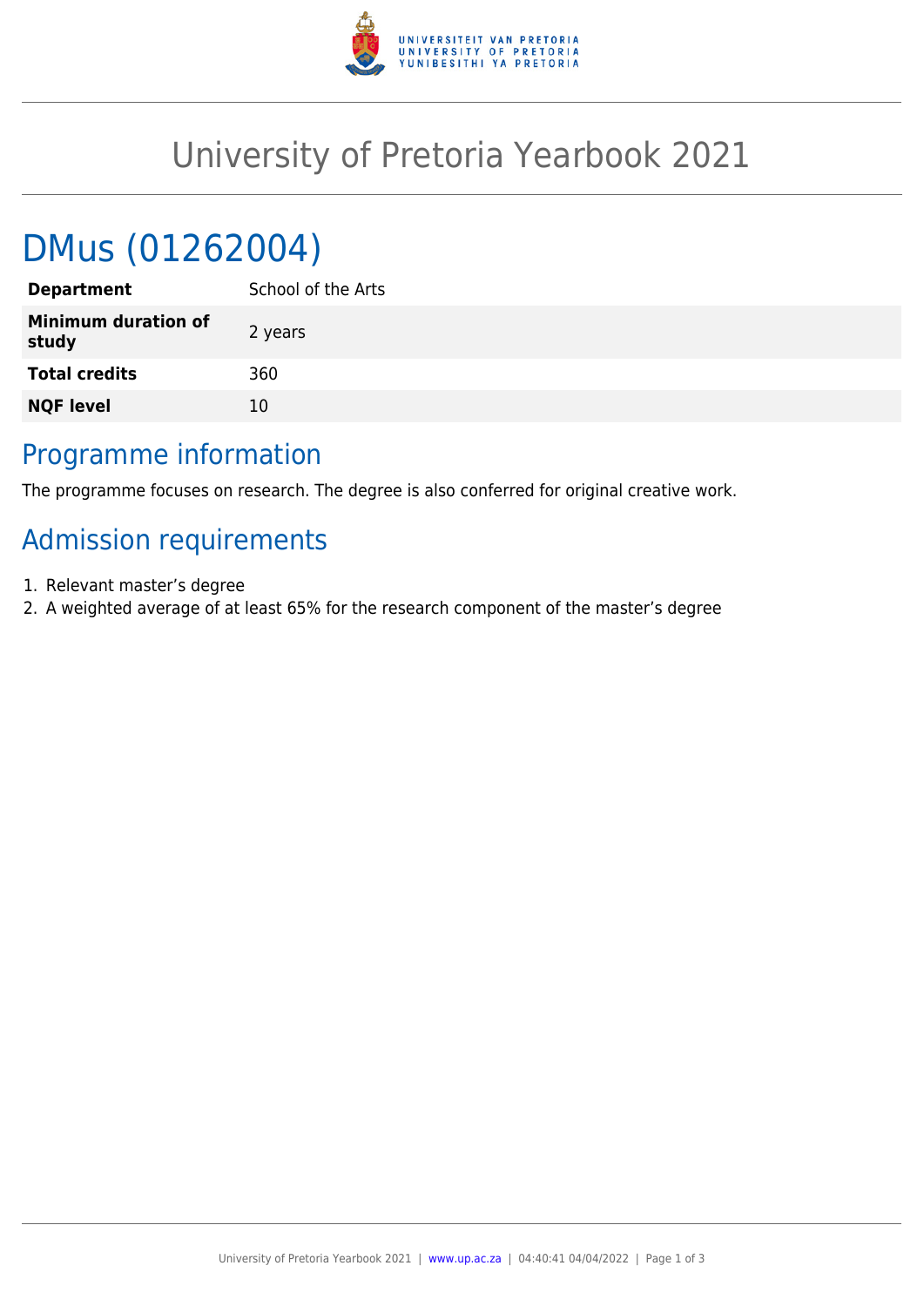# University of Pretoria Yearbook 2021

## DMus (01262004)

| | |
|---|---|
| **Department** | School of the Arts |
| **Minimum duration of study** | 2 years |
| **Total credits** | 360 |
| **NQF level** | 10 |

## Programme information

The programme focuses on research. The degree is also conferred for original creative work.

## Admission requirements

1. Relevant master's degree
2. A weighted average of at least 65% for the research component of the master's degree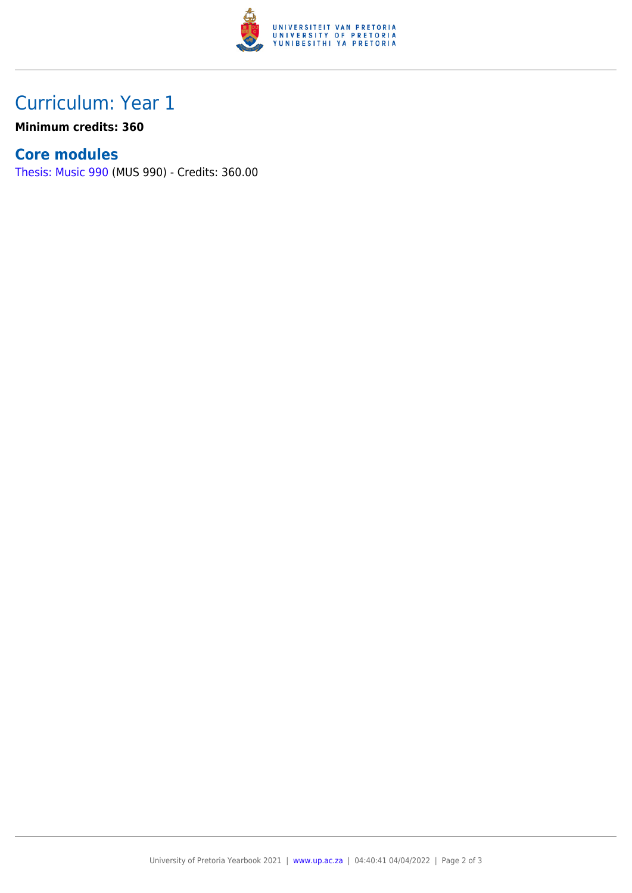# Curriculum: Year 1

**Minimum credits: 360**

## Core modules

Thesis: Music 990 (MUS 990) - Credits: 360.00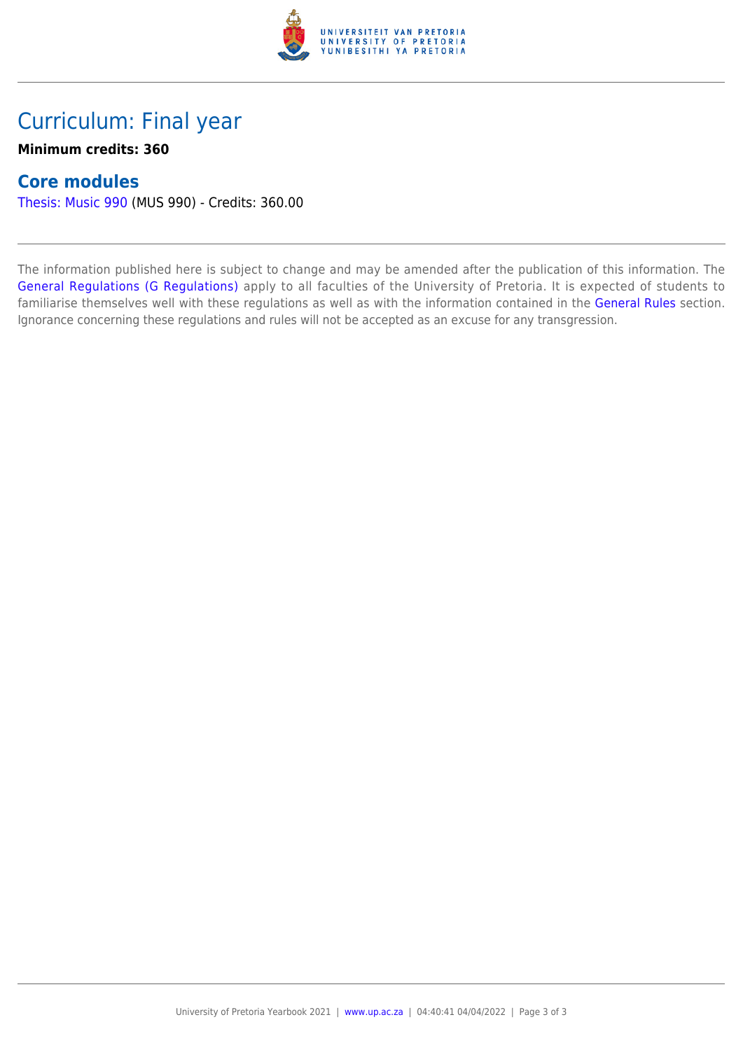# Curriculum: Final year

**Minimum credits: 360**

## Core modules

Thesis: Music 990 (MUS 990) - Credits: 360.00

The information published here is subject to change and may be amended after the publication of this information. The General Regulations (G Regulations) apply to all faculties of the University of Pretoria. It is expected of students to familiarise themselves well with these regulations as well as with the information contained in the General Rules section. Ignorance concerning these regulations and rules will not be accepted as an excuse for any transgression.